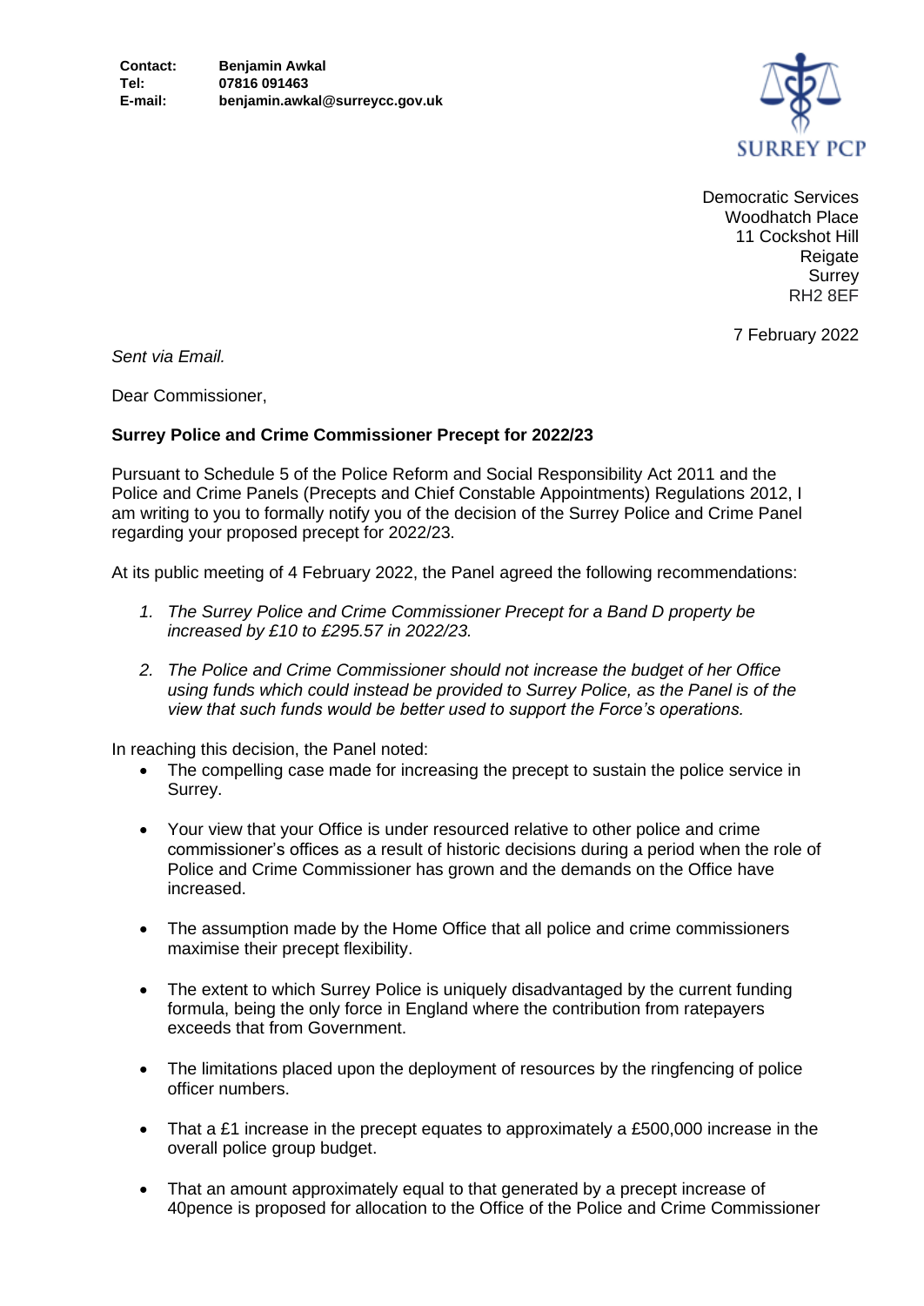**Contact:** **Benjamin Awkal**
**Tel:** **07816 091463**
**E-mail:** **benjamin.awkal@surreycc.gov.uk**

SURREY PCP

Democratic Services
Woodhatch Place
11 Cockshot Hill
Reigate
Surrey
RH2 8EF

7 February 2022

*Sent via Email.*

Dear Commissioner,

**Surrey Police and Crime Commissioner Precept for 2022/23**

Pursuant to Schedule 5 of the Police Reform and Social Responsibility Act 2011 and the Police and Crime Panels (Precepts and Chief Constable Appointments) Regulations 2012, I am writing to you to formally notify you of the decision of the Surrey Police and Crime Panel regarding your proposed precept for 2022/23.

At its public meeting of 4 February 2022, the Panel agreed the following recommendations:

1. *The Surrey Police and Crime Commissioner Precept for a Band D property be increased by £10 to £295.57 in 2022/23.*

2. *The Police and Crime Commissioner should not increase the budget of her Office using funds which could instead be provided to Surrey Police, as the Panel is of the view that such funds would be better used to support the Force's operations.*

In reaching this decision, the Panel noted:

- The compelling case made for increasing the precept to sustain the police service in Surrey.

- Your view that your Office is under resourced relative to other police and crime commissioner's offices as a result of historic decisions during a period when the role of Police and Crime Commissioner has grown and the demands on the Office have increased.

- The assumption made by the Home Office that all police and crime commissioners maximise their precept flexibility.

- The extent to which Surrey Police is uniquely disadvantaged by the current funding formula, being the only force in England where the contribution from ratepayers exceeds that from Government.

- The limitations placed upon the deployment of resources by the ringfencing of police officer numbers.

- That a £1 increase in the precept equates to approximately a £500,000 increase in the overall police group budget.

- That an amount approximately equal to that generated by a precept increase of 40pence is proposed for allocation to the Office of the Police and Crime Commissioner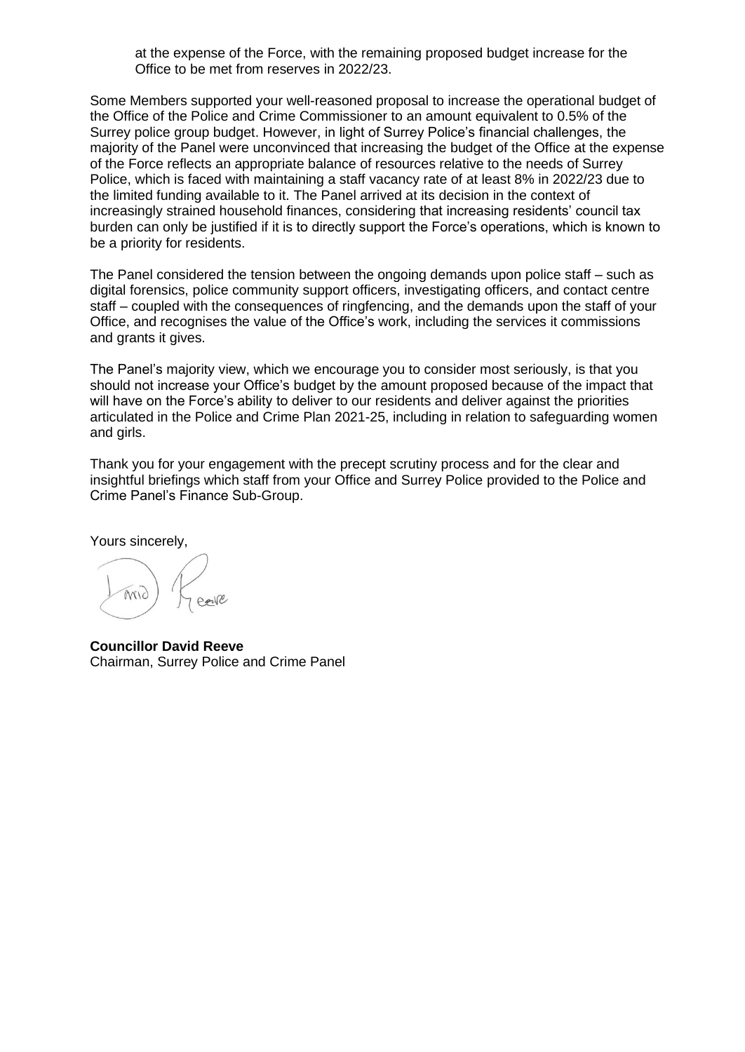at the expense of the Force, with the remaining proposed budget increase for the Office to be met from reserves in 2022/23.

Some Members supported your well-reasoned proposal to increase the operational budget of the Office of the Police and Crime Commissioner to an amount equivalent to 0.5% of the Surrey police group budget. However, in light of Surrey Police's financial challenges, the majority of the Panel were unconvinced that increasing the budget of the Office at the expense of the Force reflects an appropriate balance of resources relative to the needs of Surrey Police, which is faced with maintaining a staff vacancy rate of at least 8% in 2022/23 due to the limited funding available to it. The Panel arrived at its decision in the context of increasingly strained household finances, considering that increasing residents' council tax burden can only be justified if it is to directly support the Force's operations, which is known to be a priority for residents.

The Panel considered the tension between the ongoing demands upon police staff – such as digital forensics, police community support officers, investigating officers, and contact centre staff – coupled with the consequences of ringfencing, and the demands upon the staff of your Office, and recognises the value of the Office's work, including the services it commissions and grants it gives.

The Panel's majority view, which we encourage you to consider most seriously, is that you should not increase your Office's budget by the amount proposed because of the impact that will have on the Force's ability to deliver to our residents and deliver against the priorities articulated in the Police and Crime Plan 2021-25, including in relation to safeguarding women and girls.

Thank you for your engagement with the precept scrutiny process and for the clear and insightful briefings which staff from your Office and Surrey Police provided to the Police and Crime Panel's Finance Sub-Group.

Yours sincerely,

**Councillor David Reeve**
Chairman, Surrey Police and Crime Panel